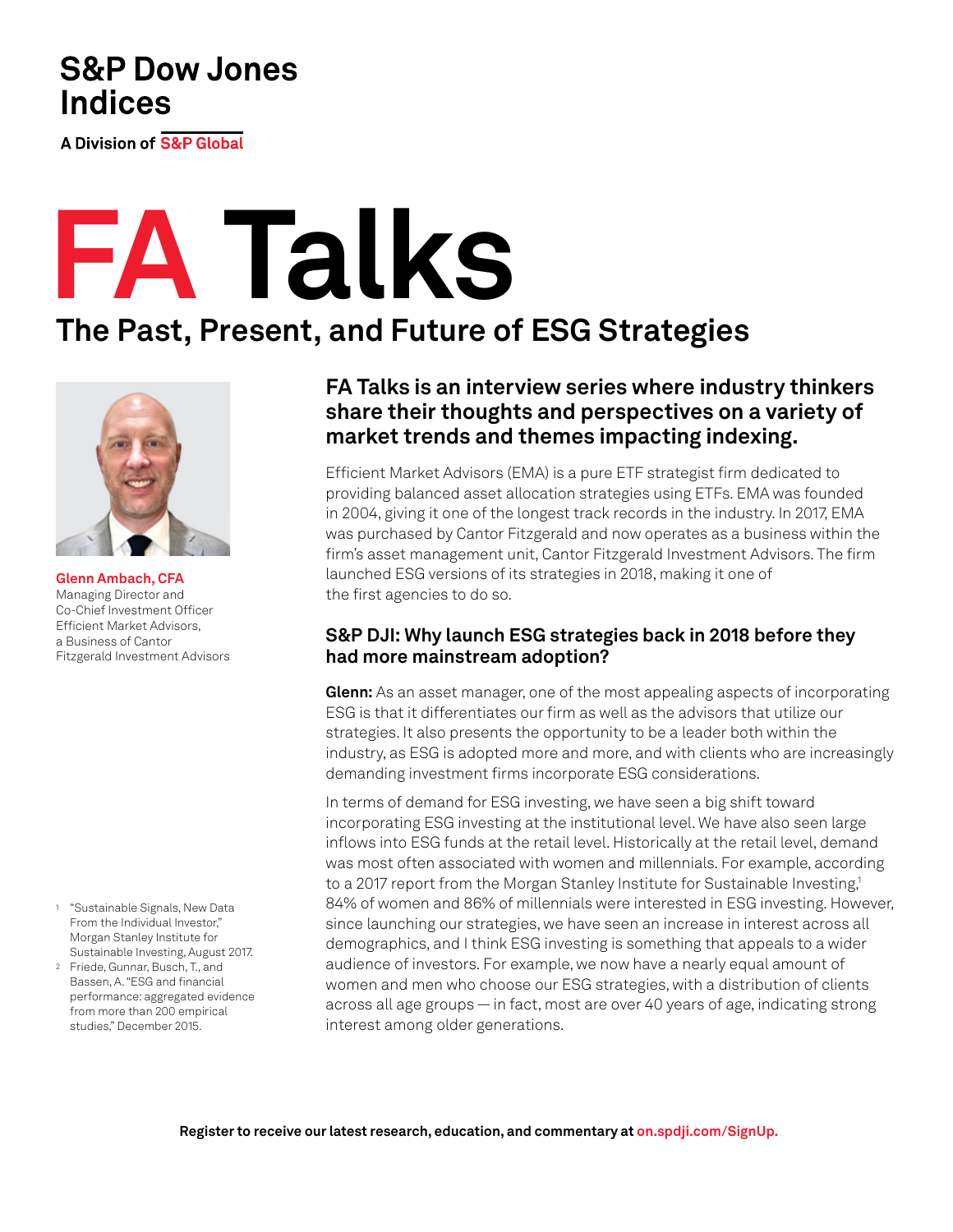S&P Dow Jones Indices

A Division of S&P Global

# FA Talks

## The Past, Present, and Future of ESG Strategies

**Glenn Ambach, CFA**
Managing Director and Co-Chief Investment Officer
Efficient Market Advisors, a Business of Cantor Fitzgerald Investment Advisors

### FA Talks is an interview series where industry thinkers share their thoughts and perspectives on a variety of market trends and themes impacting indexing.

Efficient Market Advisors (EMA) is a pure ETF strategist firm dedicated to providing balanced asset allocation strategies using ETFs. EMA was founded in 2004, giving it one of the longest track records in the industry. In 2017, EMA was purchased by Cantor Fitzgerald and now operates as a business within the firm's asset management unit, Cantor Fitzgerald Investment Advisors. The firm launched ESG versions of its strategies in 2018, making it one of the first agencies to do so.

### S&P DJI: Why launch ESG strategies back in 2018 before they had more mainstream adoption?

**Glenn:** As an asset manager, one of the most appealing aspects of incorporating ESG is that it differentiates our firm as well as the advisors that utilize our strategies. It also presents the opportunity to be a leader both within the industry, as ESG is adopted more and more, and with clients who are increasingly demanding investment firms incorporate ESG considerations.

In terms of demand for ESG investing, we have seen a big shift toward incorporating ESG investing at the institutional level. We have also seen large inflows into ESG funds at the retail level. Historically at the retail level, demand was most often associated with women and millennials. For example, according to a 2017 report from the Morgan Stanley Institute for Sustainable Investing,[1] 84% of women and 86% of millennials were interested in ESG investing. However, since launching our strategies, we have seen an increase in interest across all demographics, and I think ESG investing is something that appeals to a wider audience of investors. For example, we now have a nearly equal amount of women and men who choose our ESG strategies, with a distribution of clients across all age groups — in fact, most are over 40 years of age, indicating strong interest among older generations.

1 "Sustainable Signals, New Data From the Individual Investor," Morgan Stanley Institute for Sustainable Investing, August 2017.

2 Friede, Gunnar, Busch, T., and Bassen, A. "ESG and financial performance: aggregated evidence from more than 200 empirical studies," December 2015.

Register to receive our latest research, education, and commentary at on.spdji.com/SignUp.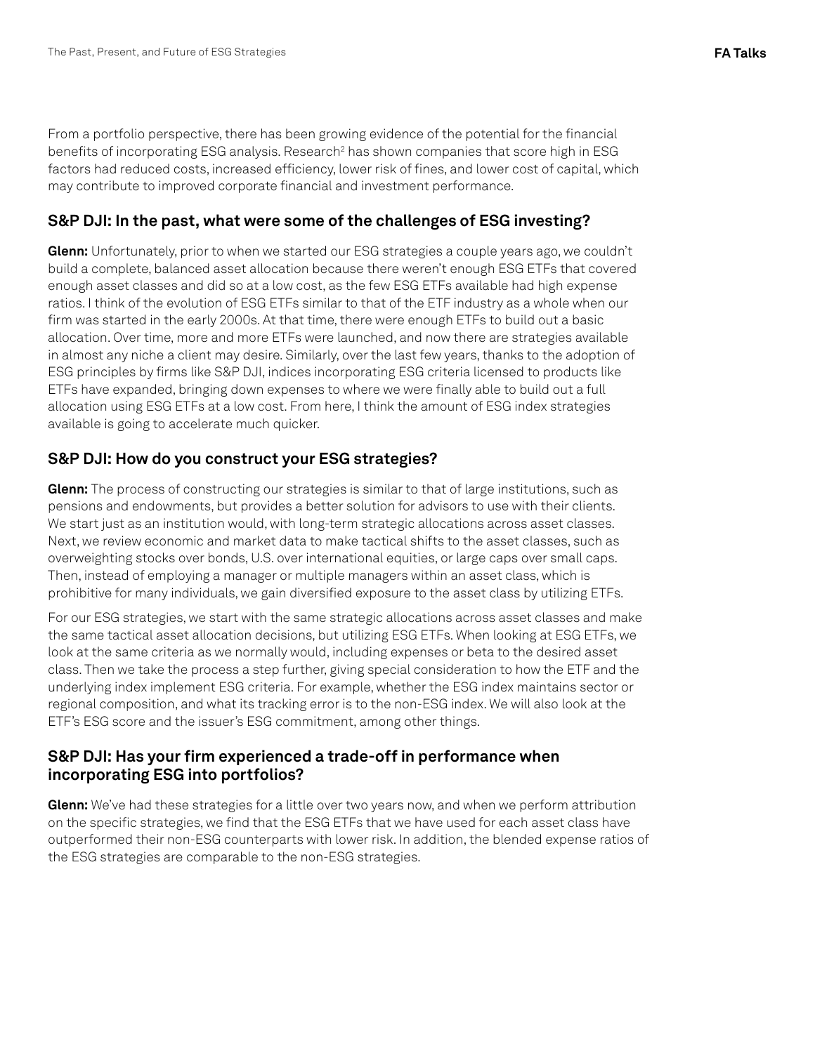From a portfolio perspective, there has been growing evidence of the potential for the financial benefits of incorporating ESG analysis. Research[2] has shown companies that score high in ESG factors had reduced costs, increased efficiency, lower risk of fines, and lower cost of capital, which may contribute to improved corporate financial and investment performance.

## S&P DJI: In the past, what were some of the challenges of ESG investing?

**Glenn:** Unfortunately, prior to when we started our ESG strategies a couple years ago, we couldn't build a complete, balanced asset allocation because there weren't enough ESG ETFs that covered enough asset classes and did so at a low cost, as the few ESG ETFs available had high expense ratios. I think of the evolution of ESG ETFs similar to that of the ETF industry as a whole when our firm was started in the early 2000s. At that time, there were enough ETFs to build out a basic allocation. Over time, more and more ETFs were launched, and now there are strategies available in almost any niche a client may desire. Similarly, over the last few years, thanks to the adoption of ESG principles by firms like S&P DJI, indices incorporating ESG criteria licensed to products like ETFs have expanded, bringing down expenses to where we were finally able to build out a full allocation using ESG ETFs at a low cost. From here, I think the amount of ESG index strategies available is going to accelerate much quicker.

## S&P DJI: How do you construct your ESG strategies?

**Glenn:** The process of constructing our strategies is similar to that of large institutions, such as pensions and endowments, but provides a better solution for advisors to use with their clients. We start just as an institution would, with long-term strategic allocations across asset classes. Next, we review economic and market data to make tactical shifts to the asset classes, such as overweighting stocks over bonds, U.S. over international equities, or large caps over small caps. Then, instead of employing a manager or multiple managers within an asset class, which is prohibitive for many individuals, we gain diversified exposure to the asset class by utilizing ETFs.

For our ESG strategies, we start with the same strategic allocations across asset classes and make the same tactical asset allocation decisions, but utilizing ESG ETFs. When looking at ESG ETFs, we look at the same criteria as we normally would, including expenses or beta to the desired asset class. Then we take the process a step further, giving special consideration to how the ETF and the underlying index implement ESG criteria. For example, whether the ESG index maintains sector or regional composition, and what its tracking error is to the non-ESG index. We will also look at the ETF's ESG score and the issuer's ESG commitment, among other things.

## S&P DJI: Has your firm experienced a trade-off in performance when incorporating ESG into portfolios?

**Glenn:** We've had these strategies for a little over two years now, and when we perform attribution on the specific strategies, we find that the ESG ETFs that we have used for each asset class have outperformed their non-ESG counterparts with lower risk. In addition, the blended expense ratios of the ESG strategies are comparable to the non-ESG strategies.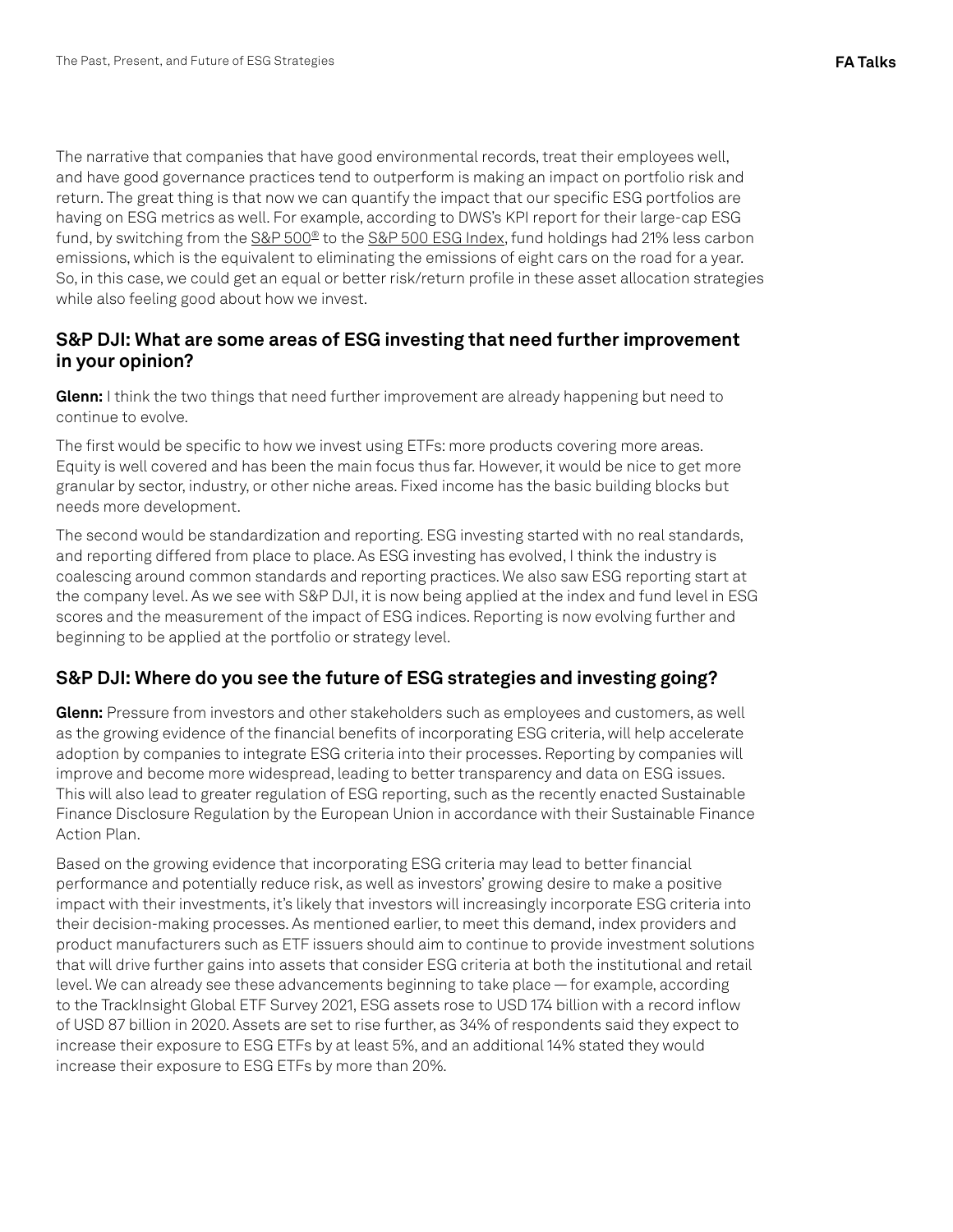The narrative that companies that have good environmental records, treat their employees well, and have good governance practices tend to outperform is making an impact on portfolio risk and return. The great thing is that now we can quantify the impact that our specific ESG portfolios are having on ESG metrics as well. For example, according to DWS's KPI report for their large-cap ESG fund, by switching from the S&P 500® to the S&P 500 ESG Index, fund holdings had 21% less carbon emissions, which is the equivalent to eliminating the emissions of eight cars on the road for a year. So, in this case, we could get an equal or better risk/return profile in these asset allocation strategies while also feeling good about how we invest.

## S&P DJI: What are some areas of ESG investing that need further improvement in your opinion?

**Glenn:** I think the two things that need further improvement are already happening but need to continue to evolve.

The first would be specific to how we invest using ETFs: more products covering more areas. Equity is well covered and has been the main focus thus far. However, it would be nice to get more granular by sector, industry, or other niche areas. Fixed income has the basic building blocks but needs more development.

The second would be standardization and reporting. ESG investing started with no real standards, and reporting differed from place to place. As ESG investing has evolved, I think the industry is coalescing around common standards and reporting practices. We also saw ESG reporting start at the company level. As we see with S&P DJI, it is now being applied at the index and fund level in ESG scores and the measurement of the impact of ESG indices. Reporting is now evolving further and beginning to be applied at the portfolio or strategy level.

## S&P DJI: Where do you see the future of ESG strategies and investing going?

**Glenn:** Pressure from investors and other stakeholders such as employees and customers, as well as the growing evidence of the financial benefits of incorporating ESG criteria, will help accelerate adoption by companies to integrate ESG criteria into their processes. Reporting by companies will improve and become more widespread, leading to better transparency and data on ESG issues. This will also lead to greater regulation of ESG reporting, such as the recently enacted Sustainable Finance Disclosure Regulation by the European Union in accordance with their Sustainable Finance Action Plan.

Based on the growing evidence that incorporating ESG criteria may lead to better financial performance and potentially reduce risk, as well as investors' growing desire to make a positive impact with their investments, it's likely that investors will increasingly incorporate ESG criteria into their decision-making processes. As mentioned earlier, to meet this demand, index providers and product manufacturers such as ETF issuers should aim to continue to provide investment solutions that will drive further gains into assets that consider ESG criteria at both the institutional and retail level. We can already see these advancements beginning to take place — for example, according to the TrackInsight Global ETF Survey 2021, ESG assets rose to USD 174 billion with a record inflow of USD 87 billion in 2020. Assets are set to rise further, as 34% of respondents said they expect to increase their exposure to ESG ETFs by at least 5%, and an additional 14% stated they would increase their exposure to ESG ETFs by more than 20%.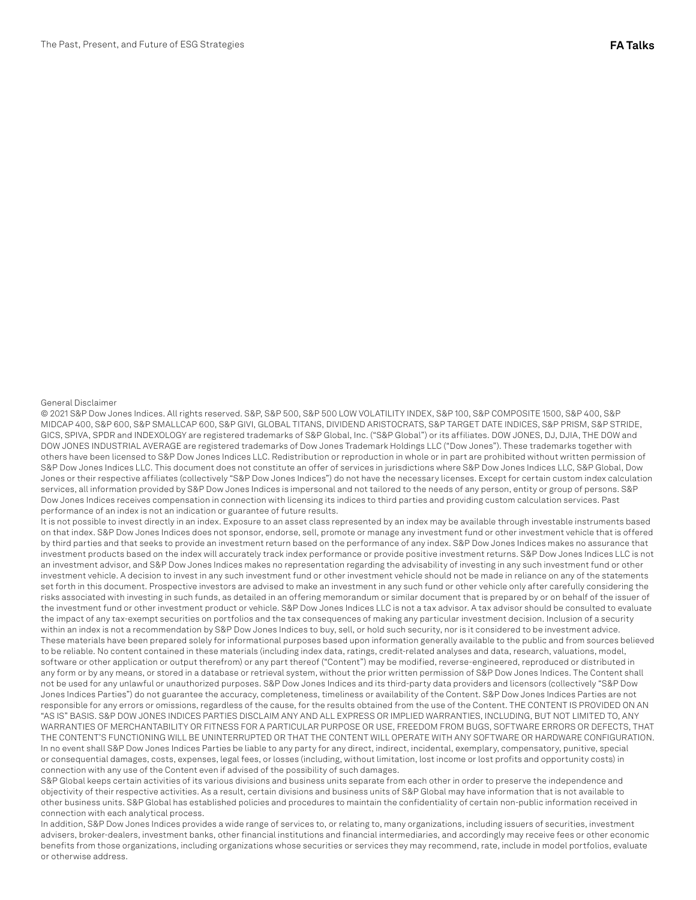General Disclaimer

© 2021 S&P Dow Jones Indices. All rights reserved. S&P, S&P 500, S&P 500 LOW VOLATILITY INDEX, S&P 100, S&P COMPOSITE 1500, S&P 400, S&P MIDCAP 400, S&P 600, S&P SMALLCAP 600, S&P GIVI, GLOBAL TITANS, DIVIDEND ARISTOCRATS, S&P TARGET DATE INDICES, S&P PRISM, S&P STRIDE, GICS, SPIVA, SPDR and INDEXOLOGY are registered trademarks of S&P Global, Inc. ("S&P Global") or its affiliates. DOW JONES, DJ, DJIA, THE DOW and DOW JONES INDUSTRIAL AVERAGE are registered trademarks of Dow Jones Trademark Holdings LLC ("Dow Jones"). These trademarks together with others have been licensed to S&P Dow Jones Indices LLC. Redistribution or reproduction in whole or in part are prohibited without written permission of S&P Dow Jones Indices LLC. This document does not constitute an offer of services in jurisdictions where S&P Dow Jones Indices LLC, S&P Global, Dow Jones or their respective affiliates (collectively "S&P Dow Jones Indices") do not have the necessary licenses. Except for certain custom index calculation services, all information provided by S&P Dow Jones Indices is impersonal and not tailored to the needs of any person, entity or group of persons. S&P Dow Jones Indices receives compensation in connection with licensing its indices to third parties and providing custom calculation services. Past performance of an index is not an indication or guarantee of future results.

It is not possible to invest directly in an index. Exposure to an asset class represented by an index may be available through investable instruments based on that index. S&P Dow Jones Indices does not sponsor, endorse, sell, promote or manage any investment fund or other investment vehicle that is offered by third parties and that seeks to provide an investment return based on the performance of any index. S&P Dow Jones Indices makes no assurance that investment products based on the index will accurately track index performance or provide positive investment returns. S&P Dow Jones Indices LLC is not an investment advisor, and S&P Dow Jones Indices makes no representation regarding the advisability of investing in any such investment fund or other investment vehicle. A decision to invest in any such investment fund or other investment vehicle should not be made in reliance on any of the statements set forth in this document. Prospective investors are advised to make an investment in any such fund or other vehicle only after carefully considering the risks associated with investing in such funds, as detailed in an offering memorandum or similar document that is prepared by or on behalf of the issuer of the investment fund or other investment product or vehicle. S&P Dow Jones Indices LLC is not a tax advisor. A tax advisor should be consulted to evaluate the impact of any tax-exempt securities on portfolios and the tax consequences of making any particular investment decision. Inclusion of a security within an index is not a recommendation by S&P Dow Jones Indices to buy, sell, or hold such security, nor is it considered to be investment advice.

These materials have been prepared solely for informational purposes based upon information generally available to the public and from sources believed to be reliable. No content contained in these materials (including index data, ratings, credit-related analyses and data, research, valuations, model, software or other application or output therefrom) or any part thereof ("Content") may be modified, reverse-engineered, reproduced or distributed in any form or by any means, or stored in a database or retrieval system, without the prior written permission of S&P Dow Jones Indices. The Content shall not be used for any unlawful or unauthorized purposes. S&P Dow Jones Indices and its third-party data providers and licensors (collectively "S&P Dow Jones Indices Parties") do not guarantee the accuracy, completeness, timeliness or availability of the Content. S&P Dow Jones Indices Parties are not responsible for any errors or omissions, regardless of the cause, for the results obtained from the use of the Content. THE CONTENT IS PROVIDED ON AN "AS IS" BASIS. S&P DOW JONES INDICES PARTIES DISCLAIM ANY AND ALL EXPRESS OR IMPLIED WARRANTIES, INCLUDING, BUT NOT LIMITED TO, ANY WARRANTIES OF MERCHANTABILITY OR FITNESS FOR A PARTICULAR PURPOSE OR USE, FREEDOM FROM BUGS, SOFTWARE ERRORS OR DEFECTS, THAT THE CONTENT'S FUNCTIONING WILL BE UNINTERRUPTED OR THAT THE CONTENT WILL OPERATE WITH ANY SOFTWARE OR HARDWARE CONFIGURATION. In no event shall S&P Dow Jones Indices Parties be liable to any party for any direct, indirect, incidental, exemplary, compensatory, punitive, special or consequential damages, costs, expenses, legal fees, or losses (including, without limitation, lost income or lost profits and opportunity costs) in connection with any use of the Content even if advised of the possibility of such damages.

S&P Global keeps certain activities of its various divisions and business units separate from each other in order to preserve the independence and objectivity of their respective activities. As a result, certain divisions and business units of S&P Global may have information that is not available to other business units. S&P Global has established policies and procedures to maintain the confidentiality of certain non-public information received in connection with each analytical process.

In addition, S&P Dow Jones Indices provides a wide range of services to, or relating to, many organizations, including issuers of securities, investment advisers, broker-dealers, investment banks, other financial institutions and financial intermediaries, and accordingly may receive fees or other economic benefits from those organizations, including organizations whose securities or services they may recommend, rate, include in model portfolios, evaluate or otherwise address.